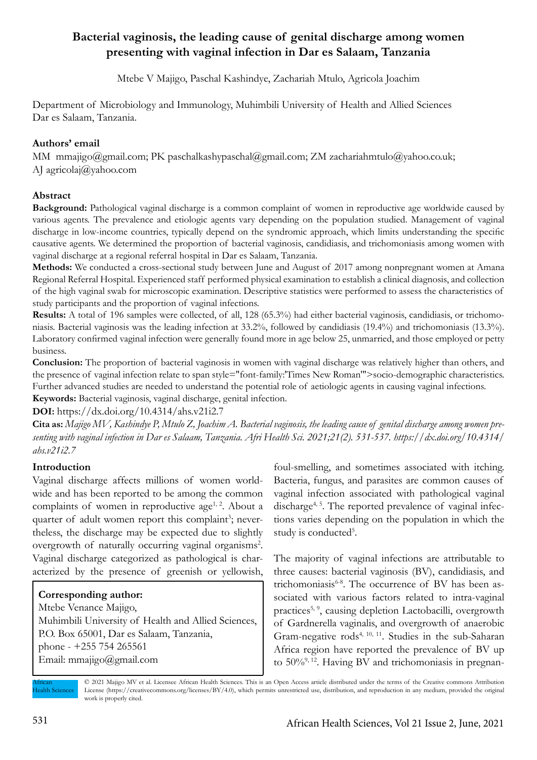# Bacterial vaginosis, the leading cause of genital discharge among women presenting with vaginal infection in Dar es Salaam, Tanzania

Mtebe V Majigo, Paschal Kashindye, Zachariah Mtulo, Agricola Joachim

Department of Microbiology and Immunology, Muhimbili University of Health and Allied Sciences Dar es Salaam, Tanzania.

## Authors' email

MM mmajigo@gmail.com; PK paschalkashypaschal@gmail.com; ZM zachariahmtulo@yahoo.co.uk; AJ agricolaj@yahoo.com

## Abstract

**Background:** Pathological vaginal discharge is a common complaint of women in reproductive age worldwide caused by various agents. The prevalence and etiologic agents vary depending on the population studied. Management of vaginal discharge in low-income countries, typically depend on the syndromic approach, which limits understanding the specific causative agents. We determined the proportion of bacterial vaginosis, candidiasis, and trichomoniasis among women with vaginal discharge at a regional referral hospital in Dar es Salaam, Tanzania.

**Methods:** We conducted a cross-sectional study between June and August of 2017 among nonpregnant women at Amana Regional Referral Hospital. Experienced staff performed physical examination to establish a clinical diagnosis, and collection of the high vaginal swab for microscopic examination. Descriptive statistics were performed to assess the characteristics of study participants and the proportion of vaginal infections.

**Results:** A total of 196 samples were collected, of all, 128 (65.3%) had either bacterial vaginosis, candidiasis, or trichomoniasis. Bacterial vaginosis was the leading infection at 33.2%, followed by candidiasis (19.4%) and trichomoniasis (13.3%). Laboratory confirmed vaginal infection were generally found more in age below 25, unmarried, and those employed or petty business.

**Conclusion:** The proportion of bacterial vaginosis in women with vaginal discharge was relatively higher than others, and the presence of vaginal infection relate to span style="font-family:'Times New Roman'">socio-demographic characteristics. Further advanced studies are needed to understand the potential role of aetiologic agents in causing vaginal infections.

**Keywords:** Bacterial vaginosis, vaginal discharge, genital infection.

**DOI:** https://dx.doi.org/10.4314/ahs.v21i2.7

**Cita as:** *Majigo MV, Kashindye P, Mtulo Z, Joachim A. Bacterial vaginosis, the leading cause of genital discharge among women presenting with vaginal infection in Dar es Salaam, Tanzania. Afri Health Sci. 2021;21(2). 531-537. https://dx.doi.org/10.4314/ahs.v21i2.7*

## Introduction

Vaginal discharge affects millions of women worldwide and has been reported to be among the common complaints of women in reproductive age[1, 2]. About a quarter of adult women report this complaint[3]; nevertheless, the discharge may be expected due to slightly overgrowth of naturally occurring vaginal organisms[2]. Vaginal discharge categorized as pathological is characterized by the presence of greenish or yellowish, foul-smelling, and sometimes associated with itching. Bacteria, fungus, and parasites are common causes of vaginal infection associated with pathological vaginal discharge[4, 5]. The reported prevalence of vaginal infections varies depending on the population in which the study is conducted[5].

The majority of vaginal infections are attributable to three causes: bacterial vaginosis (BV), candidiasis, and trichomoniasis[6-8]. The occurrence of BV has been associated with various factors related to intra-vaginal practices[5, 9], causing depletion Lactobacilli, overgrowth of Gardnerella vaginalis, and overgrowth of anaerobic Gram-negative rods[4, 10, 11]. Studies in the sub-Saharan Africa region have reported the prevalence of BV up to 50%[9, 12]. Having BV and trichomoniasis in pregnan-

**Corresponding author:**
Mtebe Venance Majigo,
Muhimbili University of Health and Allied Sciences,
P.O. Box 65001, Dar es Salaam, Tanzania,
phone - +255 754 265561
Email: mmajigo@gmail.com

© 2021 Majigo MV et al. Licensee African Health Sciences. This is an Open Access article distributed under the terms of the Creative commons Attribution License (https://creativecommons.org/licenses/BY/4.0), which permits unrestricted use, distribution, and reproduction in any medium, provided the original work is properly cited.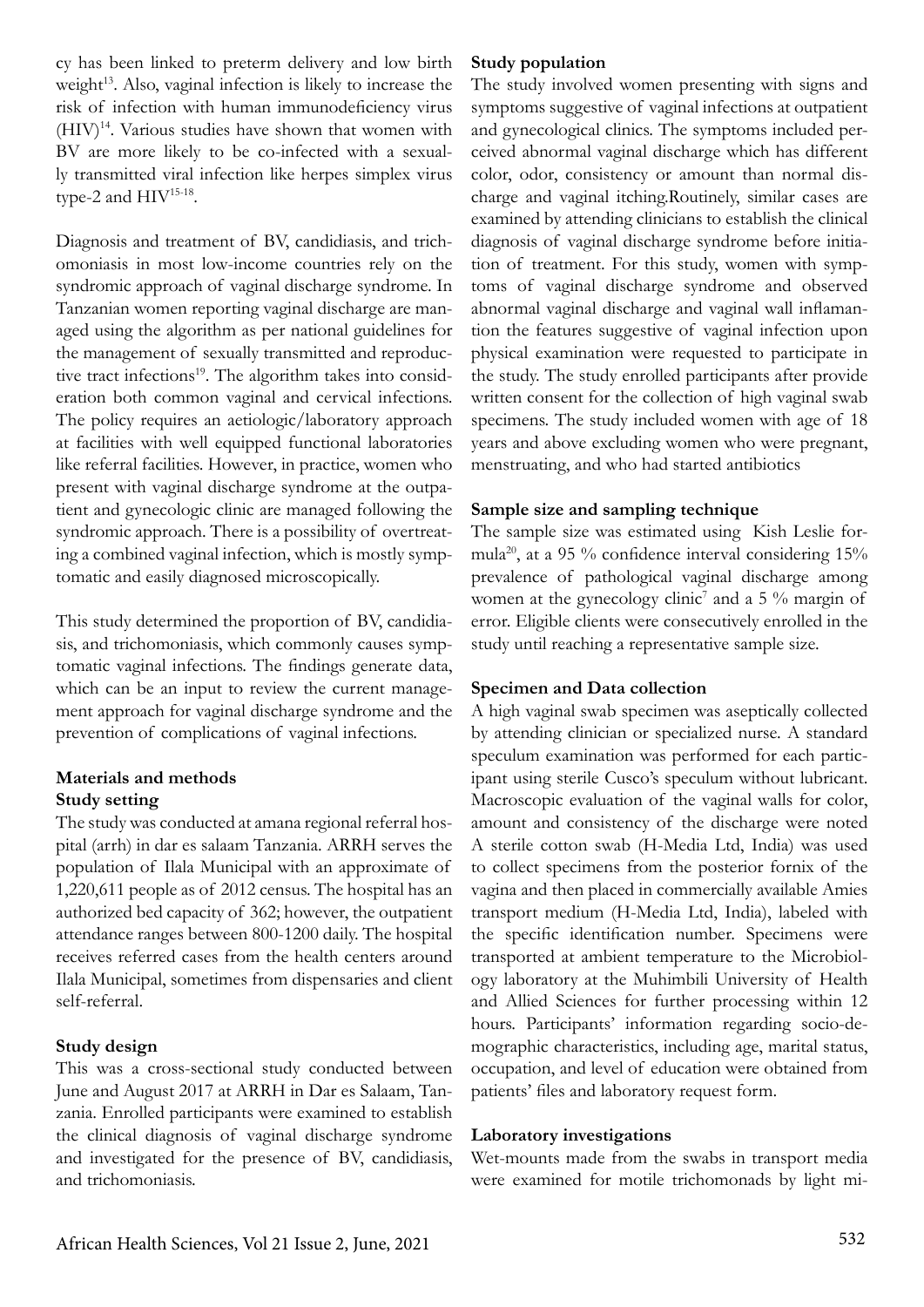cy has been linked to preterm delivery and low birth weight[13]. Also, vaginal infection is likely to increase the risk of infection with human immunodeficiency virus (HIV)[14]. Various studies have shown that women with BV are more likely to be co-infected with a sexually transmitted viral infection like herpes simplex virus type-2 and HIV[15-18].

Diagnosis and treatment of BV, candidiasis, and trichomoniasis in most low-income countries rely on the syndromic approach of vaginal discharge syndrome. In Tanzanian women reporting vaginal discharge are managed using the algorithm as per national guidelines for the management of sexually transmitted and reproductive tract infections[19]. The algorithm takes into consideration both common vaginal and cervical infections. The policy requires an aetiologic/laboratory approach at facilities with well equipped functional laboratories like referral facilities. However, in practice, women who present with vaginal discharge syndrome at the outpatient and gynecologic clinic are managed following the syndromic approach. There is a possibility of overtreating a combined vaginal infection, which is mostly symptomatic and easily diagnosed microscopically.

This study determined the proportion of BV, candidiasis, and trichomoniasis, which commonly causes symptomatic vaginal infections. The findings generate data, which can be an input to review the current management approach for vaginal discharge syndrome and the prevention of complications of vaginal infections.

## Materials and methods

### Study setting

The study was conducted at amana regional referral hospital (arrh) in dar es salaam Tanzania. ARRH serves the population of Ilala Municipal with an approximate of 1,220,611 people as of 2012 census. The hospital has an authorized bed capacity of 362; however, the outpatient attendance ranges between 800-1200 daily. The hospital receives referred cases from the health centers around Ilala Municipal, sometimes from dispensaries and client self-referral.

### Study design

This was a cross-sectional study conducted between June and August 2017 at ARRH in Dar es Salaam, Tanzania. Enrolled participants were examined to establish the clinical diagnosis of vaginal discharge syndrome and investigated for the presence of BV, candidiasis, and trichomoniasis.

### Study population

The study involved women presenting with signs and symptoms suggestive of vaginal infections at outpatient and gynecological clinics. The symptoms included perceived abnormal vaginal discharge which has different color, odor, consistency or amount than normal discharge and vaginal itching.Routinely, similar cases are examined by attending clinicians to establish the clinical diagnosis of vaginal discharge syndrome before initiation of treatment. For this study, women with symptoms of vaginal discharge syndrome and observed abnormal vaginal discharge and vaginal wall inflamantion the features suggestive of vaginal infection upon physical examination were requested to participate in the study. The study enrolled participants after provide written consent for the collection of high vaginal swab specimens. The study included women with age of 18 years and above excluding women who were pregnant, menstruating, and who had started antibiotics

### Sample size and sampling technique

The sample size was estimated using Kish Leslie formula[20], at a 95 % confidence interval considering 15% prevalence of pathological vaginal discharge among women at the gynecology clinic[7] and a 5 % margin of error. Eligible clients were consecutively enrolled in the study until reaching a representative sample size.

### Specimen and Data collection

A high vaginal swab specimen was aseptically collected by attending clinician or specialized nurse. A standard speculum examination was performed for each participant using sterile Cusco's speculum without lubricant. Macroscopic evaluation of the vaginal walls for color, amount and consistency of the discharge were noted A sterile cotton swab (H-Media Ltd, India) was used to collect specimens from the posterior fornix of the vagina and then placed in commercially available Amies transport medium (H-Media Ltd, India), labeled with the specific identification number. Specimens were transported at ambient temperature to the Microbiology laboratory at the Muhimbili University of Health and Allied Sciences for further processing within 12 hours. Participants' information regarding socio-demographic characteristics, including age, marital status, occupation, and level of education were obtained from patients' files and laboratory request form.

### Laboratory investigations

Wet-mounts made from the swabs in transport media were examined for motile trichomonads by light mi-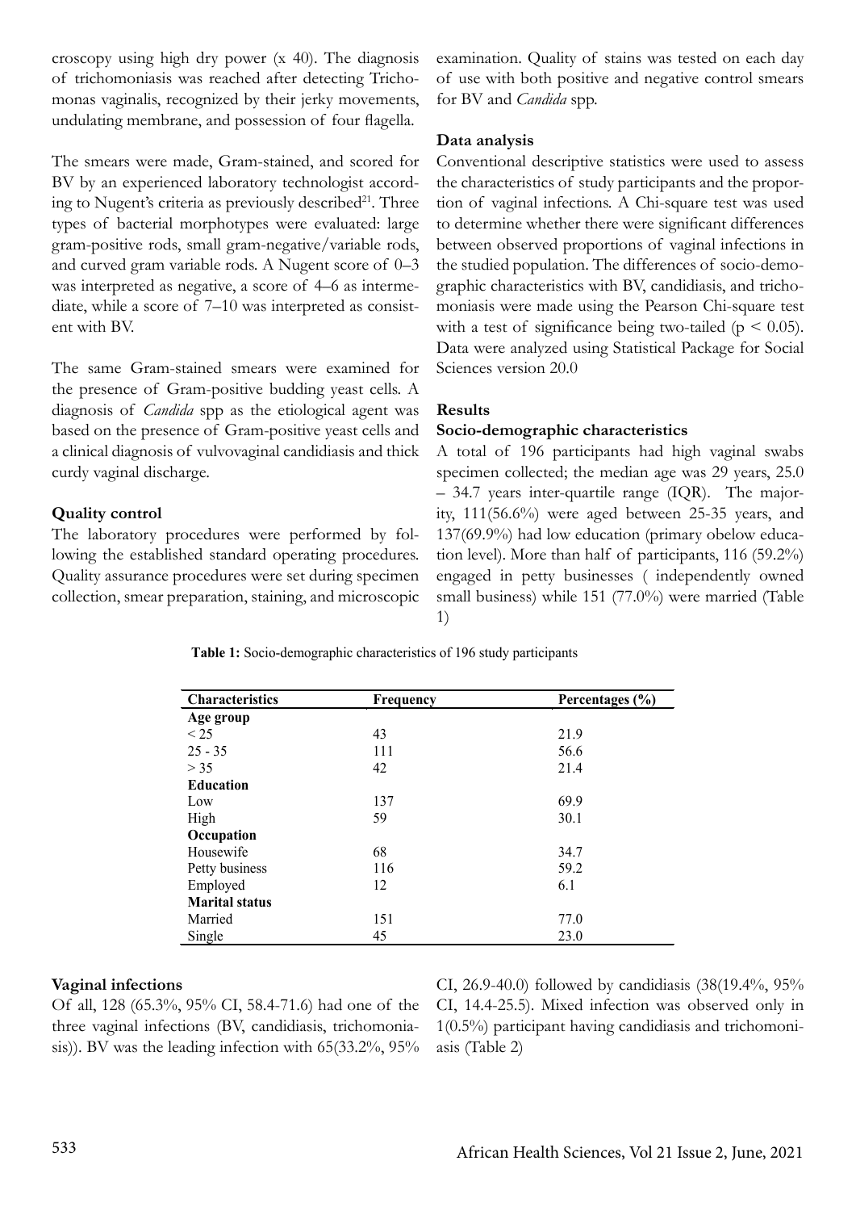croscopy using high dry power (x 40). The diagnosis of trichomoniasis was reached after detecting Trichomonas vaginalis, recognized by their jerky movements, undulating membrane, and possession of four flagella.

The smears were made, Gram-stained, and scored for BV by an experienced laboratory technologist according to Nugent's criteria as previously described[21]. Three types of bacterial morphotypes were evaluated: large gram-positive rods, small gram-negative/variable rods, and curved gram variable rods. A Nugent score of 0–3 was interpreted as negative, a score of 4–6 as intermediate, while a score of 7–10 was interpreted as consistent with BV.

The same Gram-stained smears were examined for the presence of Gram-positive budding yeast cells. A diagnosis of *Candida* spp as the etiological agent was based on the presence of Gram-positive yeast cells and a clinical diagnosis of vulvovaginal candidiasis and thick curdy vaginal discharge.

**Quality control**

The laboratory procedures were performed by following the established standard operating procedures. Quality assurance procedures were set during specimen collection, smear preparation, staining, and microscopic examination. Quality of stains was tested on each day of use with both positive and negative control smears for BV and *Candida* spp.

**Data analysis**

Conventional descriptive statistics were used to assess the characteristics of study participants and the proportion of vaginal infections. A Chi-square test was used to determine whether there were significant differences between observed proportions of vaginal infections in the studied population. The differences of socio-demographic characteristics with BV, candidiasis, and trichomoniasis were made using the Pearson Chi-square test with a test of significance being two-tailed ($p < 0.05$). Data were analyzed using Statistical Package for Social Sciences version 20.0

**Results**

**Socio-demographic characteristics**

A total of 196 participants had high vaginal swabs specimen collected; the median age was 29 years, 25.0 – 34.7 years inter-quartile range (IQR). The majority, 111(56.6%) were aged between 25-35 years, and 137(69.9%) had low education (primary obelow education level). More than half of participants, 116 (59.2%) engaged in petty businesses ( independently owned small business) while 151 (77.0%) were married (Table 1)

**Table 1:** Socio-demographic characteristics of 196 study participants

| Characteristics | Frequency | Percentages (%) |
|---|---|---|
| **Age group** | | |
| < 25 | 43 | 21.9 |
| 25 - 35 | 111 | 56.6 |
| > 35 | 42 | 21.4 |
| **Education** | | |
| Low | 137 | 69.9 |
| High | 59 | 30.1 |
| **Occupation** | | |
| Housewife | 68 | 34.7 |
| Petty business | 116 | 59.2 |
| Employed | 12 | 6.1 |
| **Marital status** | | |
| Married | 151 | 77.0 |
| Single | 45 | 23.0 |

**Vaginal infections**

Of all, 128 (65.3%, 95% CI, 58.4-71.6) had one of the three vaginal infections (BV, candidiasis, trichomoniasis)). BV was the leading infection with 65(33.2%, 95% CI, 26.9-40.0) followed by candidiasis (38(19.4%, 95% CI, 14.4-25.5). Mixed infection was observed only in 1(0.5%) participant having candidiasis and trichomoniasis (Table 2)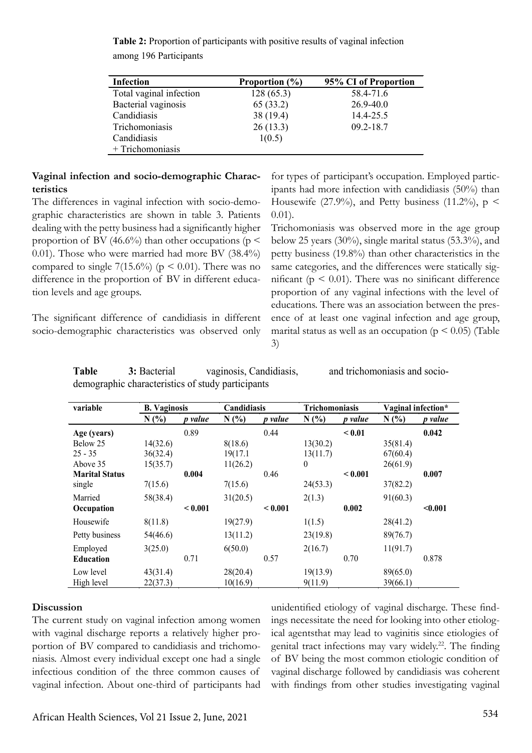**Table 2:** Proportion of participants with positive results of vaginal infection among 196 Participants

| Infection | Proportion (%) | 95% CI of Proportion |
|---|---|---|
| Total vaginal infection | 128 (65.3) | 58.4-71.6 |
| Bacterial vaginosis | 65 (33.2) | 26.9-40.0 |
| Candidiasis | 38 (19.4) | 14.4-25.5 |
| Trichomoniasis | 26 (13.3) | 09.2-18.7 |
| Candidiasis + Trichomoniasis | 1(0.5) | |

### Vaginal infection and socio-demographic Characteristics

The differences in vaginal infection with socio-demographic characteristics are shown in table 3. Patients dealing with the petty business had a significantly higher proportion of BV (46.6%) than other occupations ($p < 0.01$). Those who were married had more BV (38.4%) compared to single 7(15.6%) ($p < 0.01$). There was no difference in the proportion of BV in different education levels and age groups.

The significant difference of candidiasis in different socio-demographic characteristics was observed only for types of participant's occupation. Employed participants had more infection with candidiasis (50%) than Housewife (27.9%), and Petty business (11.2%), $p < 0.01$).

Trichomoniasis was observed more in the age group below 25 years (30%), single marital status (53.3%), and petty business (19.8%) than other characteristics in the same categories, and the differences were statically significant ($p < 0.01$). There was no sinificant difference proportion of any vaginal infections with the level of educations. There was an association between the presence of at least one vaginal infection and age group, marital status as well as an occupation ($p < 0.05$) (Table 3)

**Table 3:** Bacterial vaginosis, Candidiasis, and trichomoniasis and socio-demographic characteristics of study participants

| variable | B. Vaginosis | | Candidiasis | | Trichomoniasis | | Vaginal infection* | |
|---|---|---|---|---|---|---|---|---|
| | N (%) | *p value* | N (%) | *p value* | N (%) | *p value* | N (%) | *p value* |
| **Age (years)** | | 0.89 | | 0.44 | | **< 0.01** | | **0.042** |
| Below 25 | 14(32.6) | | 8(18.6) | | 13(30.2) | | 35(81.4) | |
| 25 - 35 | 36(32.4) | | 19(17.1 | | 13(11.7) | | 67(60.4) | |
| Above 35 | 15(35.7) | | 11(26.2) | | 0 | | 26(61.9) | |
| **Marital Status** | | **0.004** | | 0.46 | | **< 0.001** | | **0.007** |
| single | 7(15.6) | | 7(15.6) | | 24(53.3) | | 37(82.2) | |
| Married | 58(38.4) | | 31(20.5) | | 2(1.3) | | 91(60.3) | |
| **Occupation** | | **< 0.001** | | **< 0.001** | | **0.002** | | **<0.001** |
| Housewife | 8(11.8) | | 19(27.9) | | 1(1.5) | | 28(41.2) | |
| Petty business | 54(46.6) | | 13(11.2) | | 23(19.8) | | 89(76.7) | |
| Employed | 3(25.0) | | 6(50.0) | | 2(16.7) | | 11(91.7) | |
| **Education** | | 0.71 | | 0.57 | | 0.70 | | 0.878 |
| Low level | 43(31.4) | | 28(20.4) | | 19(13.9) | | 89(65.0) | |
| High level | 22(37.3) | | 10(16.9) | | 9(11.9) | | 39(66.1) | |

### Discussion

The current study on vaginal infection among women with vaginal discharge reports a relatively higher proportion of BV compared to candidiasis and trichomoniasis. Almost every individual except one had a single infectious condition of the three common causes of vaginal infection. About one-third of participants had unidentified etiology of vaginal discharge. These findings necessitate the need for looking into other etiological agentsthat may lead to vaginitis since etiologies of genital tract infections may vary widely.[22]. The finding of BV being the most common etiologic condition of vaginal discharge followed by candidiasis was coherent with findings from other studies investigating vaginal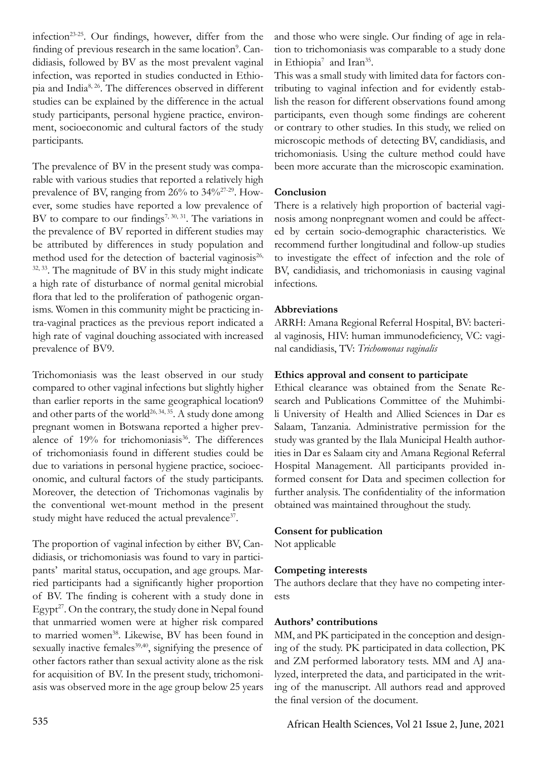infection[23-25]. Our findings, however, differ from the finding of previous research in the same location[9]. Candidiasis, followed by BV as the most prevalent vaginal infection, was reported in studies conducted in Ethiopia and India[8, 26]. The differences observed in different studies can be explained by the difference in the actual study participants, personal hygiene practice, environment, socioeconomic and cultural factors of the study participants.

The prevalence of BV in the present study was comparable with various studies that reported a relatively high prevalence of BV, ranging from 26% to 34%[27-29]. However, some studies have reported a low prevalence of BV to compare to our findings[7, 30, 31]. The variations in the prevalence of BV reported in different studies may be attributed by differences in study population and method used for the detection of bacterial vaginosis[26, 32, 33]. The magnitude of BV in this study might indicate a high rate of disturbance of normal genital microbial flora that led to the proliferation of pathogenic organisms. Women in this community might be practicing intra-vaginal practices as the previous report indicated a high rate of vaginal douching associated with increased prevalence of BV9.

Trichomoniasis was the least observed in our study compared to other vaginal infections but slightly higher than earlier reports in the same geographical location9 and other parts of the world[26, 34, 35]. A study done among pregnant women in Botswana reported a higher prevalence of 19% for trichomoniasis[36]. The differences of trichomoniasis found in different studies could be due to variations in personal hygiene practice, socioeconomic, and cultural factors of the study participants. Moreover, the detection of Trichomonas vaginalis by the conventional wet-mount method in the present study might have reduced the actual prevalence[37].

The proportion of vaginal infection by either BV, Candidiasis, or trichomoniasis was found to vary in participants' marital status, occupation, and age groups. Married participants had a significantly higher proportion of BV. The finding is coherent with a study done in Egypt[27]. On the contrary, the study done in Nepal found that unmarried women were at higher risk compared to married women[38]. Likewise, BV has been found in sexually inactive females[39,40], signifying the presence of other factors rather than sexual activity alone as the risk for acquisition of BV. In the present study, trichomoniasis was observed more in the age group below 25 years and those who were single. Our finding of age in relation to trichomoniasis was comparable to a study done in Ethiopia[7] and Iran[35].

This was a small study with limited data for factors contributing to vaginal infection and for evidently establish the reason for different observations found among participants, even though some findings are coherent or contrary to other studies. In this study, we relied on microscopic methods of detecting BV, candidiasis, and trichomoniasis. Using the culture method could have been more accurate than the microscopic examination.

## Conclusion

There is a relatively high proportion of bacterial vaginosis among nonpregnant women and could be affected by certain socio-demographic characteristics. We recommend further longitudinal and follow-up studies to investigate the effect of infection and the role of BV, candidiasis, and trichomoniasis in causing vaginal infections.

## Abbreviations

ARRH: Amana Regional Referral Hospital, BV: bacterial vaginosis, HIV: human immunodeficiency, VC: vaginal candidiasis, TV: *Trichomonas vaginalis*

## Ethics approval and consent to participate

Ethical clearance was obtained from the Senate Research and Publications Committee of the Muhimbili University of Health and Allied Sciences in Dar es Salaam, Tanzania. Administrative permission for the study was granted by the Ilala Municipal Health authorities in Dar es Salaam city and Amana Regional Referral Hospital Management. All participants provided informed consent for Data and specimen collection for further analysis. The confidentiality of the information obtained was maintained throughout the study.

## Consent for publication

Not applicable

## Competing interests

The authors declare that they have no competing interests

## Authors' contributions

MM, and PK participated in the conception and designing of the study. PK participated in data collection, PK and ZM performed laboratory tests. MM and AJ analyzed, interpreted the data, and participated in the writing of the manuscript. All authors read and approved the final version of the document.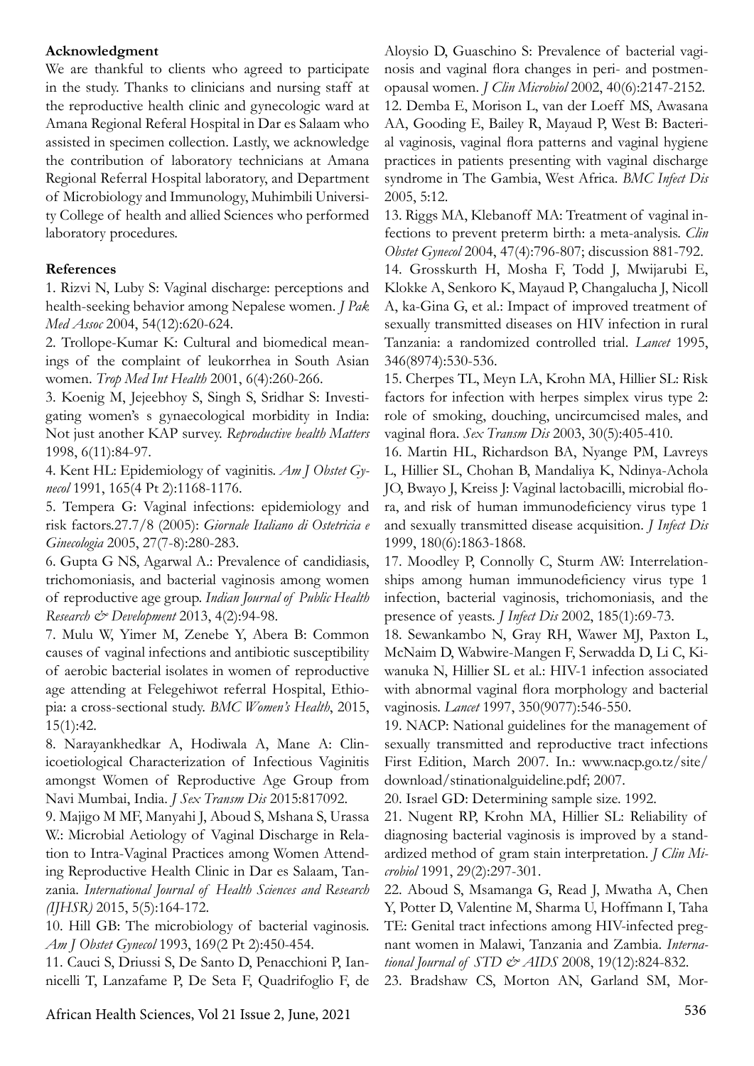**Acknowledgment**

We are thankful to clients who agreed to participate in the study. Thanks to clinicians and nursing staff at the reproductive health clinic and gynecologic ward at Amana Regional Referal Hospital in Dar es Salaam who assisted in specimen collection. Lastly, we acknowledge the contribution of laboratory technicians at Amana Regional Referral Hospital laboratory, and Department of Microbiology and Immunology, Muhimbili University College of health and allied Sciences who performed laboratory procedures.

**References**

1. Rizvi N, Luby S: Vaginal discharge: perceptions and health-seeking behavior among Nepalese women. *J Pak Med Assoc* 2004, 54(12):620-624.
2. Trollope-Kumar K: Cultural and biomedical meanings of the complaint of leukorrhea in South Asian women. *Trop Med Int Health* 2001, 6(4):260-266.
3. Koenig M, Jejeebhoy S, Singh S, Sridhar S: Investigating women's s gynaecological morbidity in India: Not just another KAP survey. *Reproductive health Matters* 1998, 6(11):84-97.
4. Kent HL: Epidemiology of vaginitis. *Am J Obstet Gynecol* 1991, 165(4 Pt 2):1168-1176.
5. Tempera G: Vaginal infections: epidemiology and risk factors.27.7/8 (2005): *Giornale Italiano di Ostetricia e Ginecologia* 2005, 27(7-8):280-283.
6. Gupta G NS, Agarwal A.: Prevalence of candidiasis, trichomoniasis, and bacterial vaginosis among women of reproductive age group. *Indian Journal of Public Health Research & Development* 2013, 4(2):94-98.
7. Mulu W, Yimer M, Zenebe Y, Abera B: Common causes of vaginal infections and antibiotic susceptibility of aerobic bacterial isolates in women of reproductive age attending at Felegehiwot referral Hospital, Ethiopia: a cross-sectional study. *BMC Women's Health*, 2015, 15(1):42.
8. Narayankhedkar A, Hodiwala A, Mane A: Clinicoetiological Characterization of Infectious Vaginitis amongst Women of Reproductive Age Group from Navi Mumbai, India. *J Sex Transm Dis* 2015:817092.
9. Majigo M MF, Manyahi J, Aboud S, Mshana S, Urassa W.: Microbial Aetiology of Vaginal Discharge in Relation to Intra-Vaginal Practices among Women Attending Reproductive Health Clinic in Dar es Salaam, Tanzania. *International Journal of Health Sciences and Research (IJHSR)* 2015, 5(5):164-172.
10. Hill GB: The microbiology of bacterial vaginosis. *Am J Obstet Gynecol* 1993, 169(2 Pt 2):450-454.
11. Cauci S, Driussi S, De Santo D, Penacchioni P, Iannicelli T, Lanzafame P, De Seta F, Quadrifoglio F, de Aloysio D, Guaschino S: Prevalence of bacterial vaginosis and vaginal flora changes in peri- and postmenopausal women. *J Clin Microbiol* 2002, 40(6):2147-2152.
12. Demba E, Morison L, van der Loeff MS, Awasana AA, Gooding E, Bailey R, Mayaud P, West B: Bacterial vaginosis, vaginal flora patterns and vaginal hygiene practices in patients presenting with vaginal discharge syndrome in The Gambia, West Africa. *BMC Infect Dis* 2005, 5:12.
13. Riggs MA, Klebanoff MA: Treatment of vaginal infections to prevent preterm birth: a meta-analysis. *Clin Obstet Gynecol* 2004, 47(4):796-807; discussion 881-792.
14. Grosskurth H, Mosha F, Todd J, Mwijarubi E, Klokke A, Senkoro K, Mayaud P, Changalucha J, Nicoll A, ka-Gina G, et al.: Impact of improved treatment of sexually transmitted diseases on HIV infection in rural Tanzania: a randomized controlled trial. *Lancet* 1995, 346(8974):530-536.
15. Cherpes TL, Meyn LA, Krohn MA, Hillier SL: Risk factors for infection with herpes simplex virus type 2: role of smoking, douching, uncircumcised males, and vaginal flora. *Sex Transm Dis* 2003, 30(5):405-410.
16. Martin HL, Richardson BA, Nyange PM, Lavreys L, Hillier SL, Chohan B, Mandaliya K, Ndinya-Achola JO, Bwayo J, Kreiss J: Vaginal lactobacilli, microbial flora, and risk of human immunodeficiency virus type 1 and sexually transmitted disease acquisition. *J Infect Dis* 1999, 180(6):1863-1868.
17. Moodley P, Connolly C, Sturm AW: Interrelationships among human immunodeficiency virus type 1 infection, bacterial vaginosis, trichomoniasis, and the presence of yeasts. *J Infect Dis* 2002, 185(1):69-73.
18. Sewankambo N, Gray RH, Wawer MJ, Paxton L, McNaim D, Wabwire-Mangen F, Serwadda D, Li C, Kiwanuka N, Hillier SL et al.: HIV-1 infection associated with abnormal vaginal flora morphology and bacterial vaginosis. *Lancet* 1997, 350(9077):546-550.
19. NACP: National guidelines for the management of sexually transmitted and reproductive tract infections First Edition, March 2007. In.: www.nacp.go.tz/site/download/stinationalguideline.pdf; 2007.
20. Israel GD: Determining sample size. 1992.
21. Nugent RP, Krohn MA, Hillier SL: Reliability of diagnosing bacterial vaginosis is improved by a standardized method of gram stain interpretation. *J Clin Microbiol* 1991, 29(2):297-301.
22. Aboud S, Msamanga G, Read J, Mwatha A, Chen Y, Potter D, Valentine M, Sharma U, Hoffmann I, Taha TE: Genital tract infections among HIV-infected pregnant women in Malawi, Tanzania and Zambia. *International Journal of STD & AIDS* 2008, 19(12):824-832.
23. Bradshaw CS, Morton AN, Garland SM, Mor-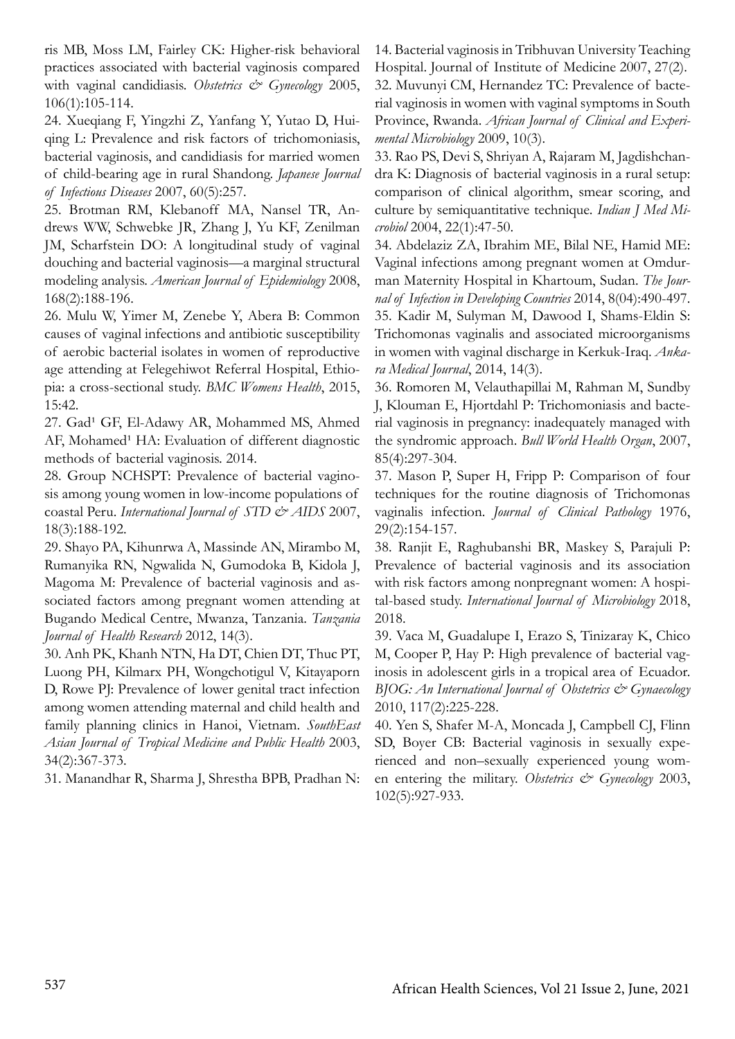ris MB, Moss LM, Fairley CK: Higher-risk behavioral practices associated with bacterial vaginosis compared with vaginal candidiasis. *Obstetrics & Gynecology* 2005, 106(1):105-114.

24. Xueqiang F, Yingzhi Z, Yanfang Y, Yutao D, Huiqing L: Prevalence and risk factors of trichomoniasis, bacterial vaginosis, and candidiasis for married women of child-bearing age in rural Shandong. *Japanese Journal of Infectious Diseases* 2007, 60(5):257.

25. Brotman RM, Klebanoff MA, Nansel TR, Andrews WW, Schwebke JR, Zhang J, Yu KF, Zenilman JM, Scharfstein DO: A longitudinal study of vaginal douching and bacterial vaginosis—a marginal structural modeling analysis. *American Journal of Epidemiology* 2008, 168(2):188-196.

26. Mulu W, Yimer M, Zenebe Y, Abera B: Common causes of vaginal infections and antibiotic susceptibility of aerobic bacterial isolates in women of reproductive age attending at Felegehiwot Referral Hospital, Ethiopia: a cross-sectional study. *BMC Womens Health*, 2015, 15:42.

27. Gad[1] GF, El-Adawy AR, Mohammed MS, Ahmed AF, Mohamed[1] HA: Evaluation of different diagnostic methods of bacterial vaginosis. 2014.

28. Group NCHSPT: Prevalence of bacterial vaginosis among young women in low-income populations of coastal Peru. *International Journal of STD & AIDS* 2007, 18(3):188-192.

29. Shayo PA, Kihunrwa A, Massinde AN, Mirambo M, Rumanyika RN, Ngwalida N, Gumodoka B, Kidola J, Magoma M: Prevalence of bacterial vaginosis and associated factors among pregnant women attending at Bugando Medical Centre, Mwanza, Tanzania. *Tanzania Journal of Health Research* 2012, 14(3).

30. Anh PK, Khanh NTN, Ha DT, Chien DT, Thuc PT, Luong PH, Kilmarx PH, Wongchotigul V, Kitayaporn D, Rowe PJ: Prevalence of lower genital tract infection among women attending maternal and child health and family planning clinics in Hanoi, Vietnam. *SouthEast Asian Journal of Tropical Medicine and Public Health* 2003, 34(2):367-373.

31. Manandhar R, Sharma J, Shrestha BPB, Pradhan N: 14. Bacterial vaginosis in Tribhuvan University Teaching Hospital. Journal of Institute of Medicine 2007, 27(2).

32. Muvunyi CM, Hernandez TC: Prevalence of bacterial vaginosis in women with vaginal symptoms in South Province, Rwanda. *African Journal of Clinical and Experimental Microbiology* 2009, 10(3).

33. Rao PS, Devi S, Shriyan A, Rajaram M, Jagdishchandra K: Diagnosis of bacterial vaginosis in a rural setup: comparison of clinical algorithm, smear scoring, and culture by semiquantitative technique. *Indian J Med Microbiol* 2004, 22(1):47-50.

34. Abdelaziz ZA, Ibrahim ME, Bilal NE, Hamid ME: Vaginal infections among pregnant women at Omdurman Maternity Hospital in Khartoum, Sudan. *The Journal of Infection in Developing Countries* 2014, 8(04):490-497.

35. Kadir M, Sulyman M, Dawood I, Shams-Eldin S: Trichomonas vaginalis and associated microorganisms in women with vaginal discharge in Kerkuk-Iraq. *Ankara Medical Journal*, 2014, 14(3).

36. Romoren M, Velauthapillai M, Rahman M, Sundby J, Klouman E, Hjortdahl P: Trichomoniasis and bacterial vaginosis in pregnancy: inadequately managed with the syndromic approach. *Bull World Health Organ*, 2007, 85(4):297-304.

37. Mason P, Super H, Fripp P: Comparison of four techniques for the routine diagnosis of Trichomonas vaginalis infection. *Journal of Clinical Pathology* 1976, 29(2):154-157.

38. Ranjit E, Raghubanshi BR, Maskey S, Parajuli P: Prevalence of bacterial vaginosis and its association with risk factors among nonpregnant women: A hospital-based study. *International Journal of Microbiology* 2018, 2018.

39. Vaca M, Guadalupe I, Erazo S, Tinizaray K, Chico M, Cooper P, Hay P: High prevalence of bacterial vaginosis in adolescent girls in a tropical area of Ecuador. *BJOG: An International Journal of Obstetrics & Gynaecology* 2010, 117(2):225-228.

40. Yen S, Shafer M-A, Moncada J, Campbell CJ, Flinn SD, Boyer CB: Bacterial vaginosis in sexually experienced and non–sexually experienced young women entering the military. *Obstetrics & Gynecology* 2003, 102(5):927-933.